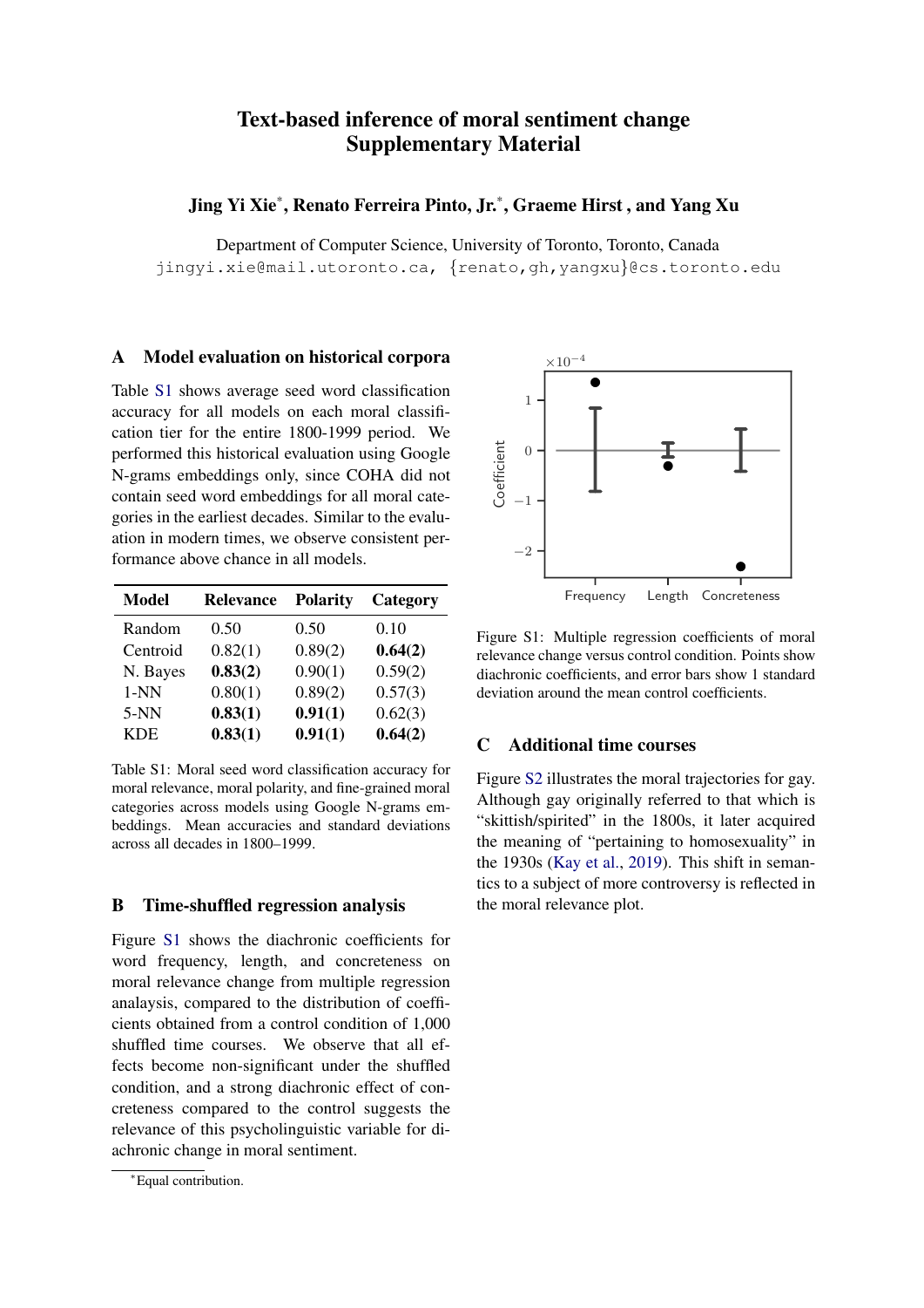# Text-based inference of moral sentiment change
## Supplementary Material

**Jing Yi Xie\*, Renato Ferreira Pinto, Jr.\*, Graeme Hirst, and Yang Xu**

Department of Computer Science, University of Toronto, Toronto, Canada
jingyi.xie@mail.utoronto.ca, {renato,gh,yangxu}@cs.toronto.edu

## A Model evaluation on historical corpora

Table S1 shows average seed word classification accuracy for all models on each moral classification tier for the entire 1800-1999 period. We performed this historical evaluation using Google N-grams embeddings only, since COHA did not contain seed word embeddings for all moral categories in the earliest decades. Similar to the evaluation in modern times, we observe consistent performance above chance in all models.

| Model | Relevance | Polarity | Category |
|---|---|---|---|
| Random | 0.50 | 0.50 | 0.10 |
| Centroid | 0.82(1) | 0.89(2) | **0.64(2)** |
| N. Bayes | **0.83(2)** | 0.90(1) | 0.59(2) |
| 1-NN | 0.80(1) | 0.89(2) | 0.57(3) |
| 5-NN | **0.83(1)** | **0.91(1)** | 0.62(3) |
| KDE | **0.83(1)** | **0.91(1)** | **0.64(2)** |

Table S1: Moral seed word classification accuracy for moral relevance, moral polarity, and fine-grained moral categories across models using Google N-grams embeddings. Mean accuracies and standard deviations across all decades in 1800–1999.

## B Time-shuffled regression analysis

Figure S1 shows the diachronic coefficients for word frequency, length, and concreteness on moral relevance change from multiple regression analysis, compared to the distribution of coefficients obtained from a control condition of 1,000 shuffled time courses. We observe that all effects become non-significant under the shuffled condition, and a strong diachronic effect of concreteness compared to the control suggests the relevance of this psycholinguistic variable for diachronic change in moral sentiment.

Figure S1: Multiple regression coefficients of moral relevance change versus control condition. Points show diachronic coefficients, and error bars show 1 standard deviation around the mean control coefficients.

## C Additional time courses

Figure S2 illustrates the moral trajectories for gay. Although gay originally referred to that which is "skittish/spirited" in the 1800s, it later acquired the meaning of "pertaining to homosexuality" in the 1930s (Kay et al., 2019). This shift in semantics to a subject of more controversy is reflected in the moral relevance plot.

\*Equal contribution.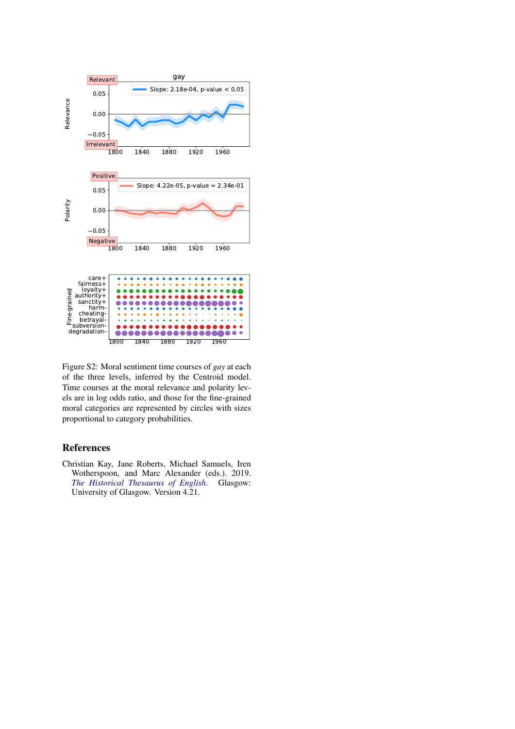gay

Relevant

Irrelevant

Relevance

Slope: 2.18e-04, p-value < 0.05

0.05

0.00

−0.05

1800 1840 1880 1920 1960

Positive

Negative

Polarity

Slope: 4.22e-05, p-value = 2.34e-01

0.05

0.00

−0.05

1800 1840 1880 1920 1960

Fine-grained

care+
fairness+
loyalty+
authority+
sanctity+
harm-
cheating-
betrayal-
subversion-
degradation-

1800 1840 1880 1920 1960

Figure S2: Moral sentiment time courses of *gay* at each of the three levels, inferred by the Centroid model. Time courses at the moral relevance and polarity levels are in log odds ratio, and those for the fine-grained moral categories are represented by circles with sizes proportional to category probabilities.

## References

Christian Kay, Jane Roberts, Michael Samuels, Iren Wotherspoon, and Marc Alexander (eds.). 2019. *The Historical Thesaurus of English*. Glasgow: University of Glasgow. Version 4.21.